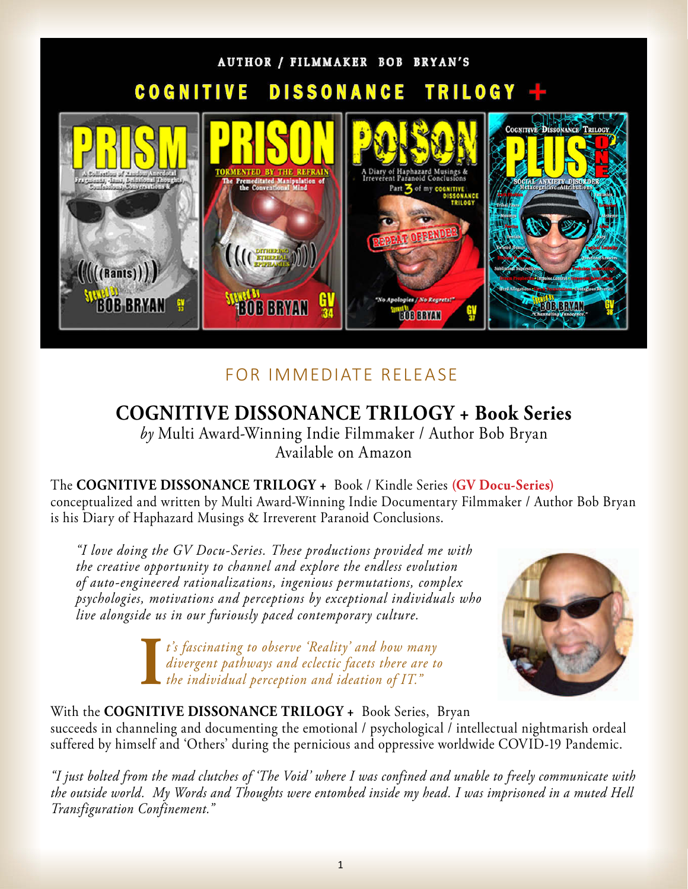AUTHOR / FILMMAKER BOB BRYAN'S

COGNITIVE DISSONANCE TRILOGY +

FOR IMMEDIATE RELEASE

# COGNITIVE DISSONANCE TRILOGY + Book Series

*by* Multi Award-Winning Indie Filmmaker / Author Bob Bryan
Available on Amazon

The **COGNITIVE DISSONANCE TRILOGY +** Book / Kindle Series **(GV Docu-Series)** conceptualized and written by Multi Award-Winning Indie Documentary Filmmaker / Author Bob Bryan is his Diary of Haphazard Musings & Irreverent Paranoid Conclusions.

> *"I love doing the GV Docu-Series. These productions provided me with the creative opportunity to channel and explore the endless evolution of auto-engineered rationalizations, ingenious permutations, complex psychologies, motivations and perceptions by exceptional individuals who live alongside us in our furiously paced contemporary culture.*
>
> *It's fascinating to observe 'Reality' and how many divergent pathways and eclectic facets there are to the individual perception and ideation of IT."*

With the **COGNITIVE DISSONANCE TRILOGY +** Book Series, Bryan succeeds in channeling and documenting the emotional / psychological / intellectual nightmarish ordeal suffered by himself and 'Others' during the pernicious and oppressive worldwide COVID-19 Pandemic.

*"I just bolted from the mad clutches of 'The Void' where I was confined and unable to freely communicate with the outside world. My Words and Thoughts were entombed inside my head. I was imprisoned in a muted Hell Transfiguration Confinement."*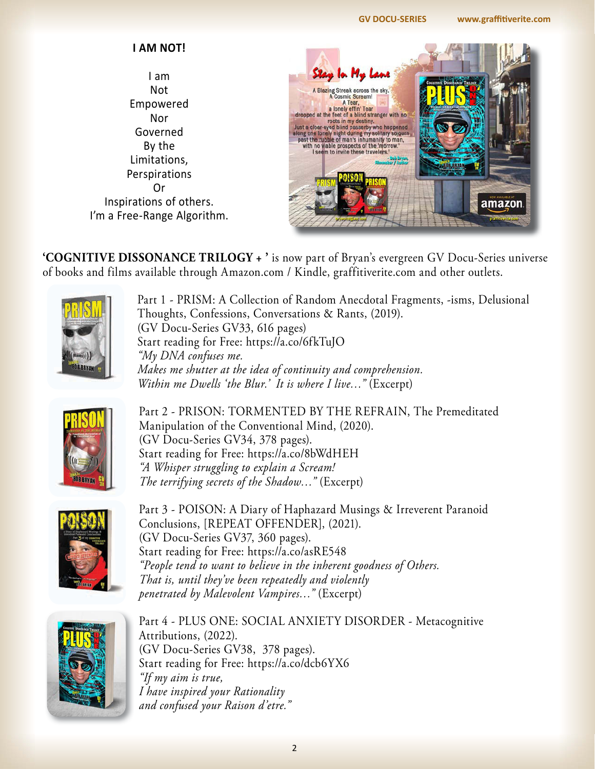## I AM NOT!

I am
Not
Empowered
Nor
Governed
By the
Limitations,
Perspirations
Or
Inspirations of others.
I'm a Free-Range Algorithm.

**'COGNITIVE DISSONANCE TRILOGY + '** is now part of Bryan's evergreen GV Docu-Series universe of books and films available through Amazon.com / Kindle, graffitiverite.com and other outlets.

Part 1 - PRISM: A Collection of Random Anecdotal Fragments, -isms, Delusional Thoughts, Confessions, Conversations & Rants, (2019).
(GV Docu-Series GV33, 616 pages)
Start reading for Free: https://a.co/6fkTuJO
*"My DNA confuses me.*
*Makes me shutter at the idea of continuity and comprehension.*
*Within me Dwells 'the Blur.' It is where I live…"* (Excerpt)

Part 2 - PRISON: TORMENTED BY THE REFRAIN, The Premeditated Manipulation of the Conventional Mind, (2020).
(GV Docu-Series GV34, 378 pages).
Start reading for Free: https://a.co/8bWdHEH
*"A Whisper struggling to explain a Scream!*
*The terrifying secrets of the Shadow…"* (Excerpt)

Part 3 - POISON: A Diary of Haphazard Musings & Irreverent Paranoid Conclusions, [REPEAT OFFENDER], (2021).
(GV Docu-Series GV37, 360 pages).
Start reading for Free: https://a.co/asRE548
*"People tend to want to believe in the inherent goodness of Others.*
*That is, until they've been repeatedly and violently*
*penetrated by Malevolent Vampires…"* (Excerpt)

Part 4 - PLUS ONE: SOCIAL ANXIETY DISORDER - Metacognitive Attributions, (2022).
(GV Docu-Series GV38, 378 pages).
Start reading for Free: https://a.co/dcb6YX6
*"If my aim is true,*
*I have inspired your Rationality*
*and confused your Raison d'etre."*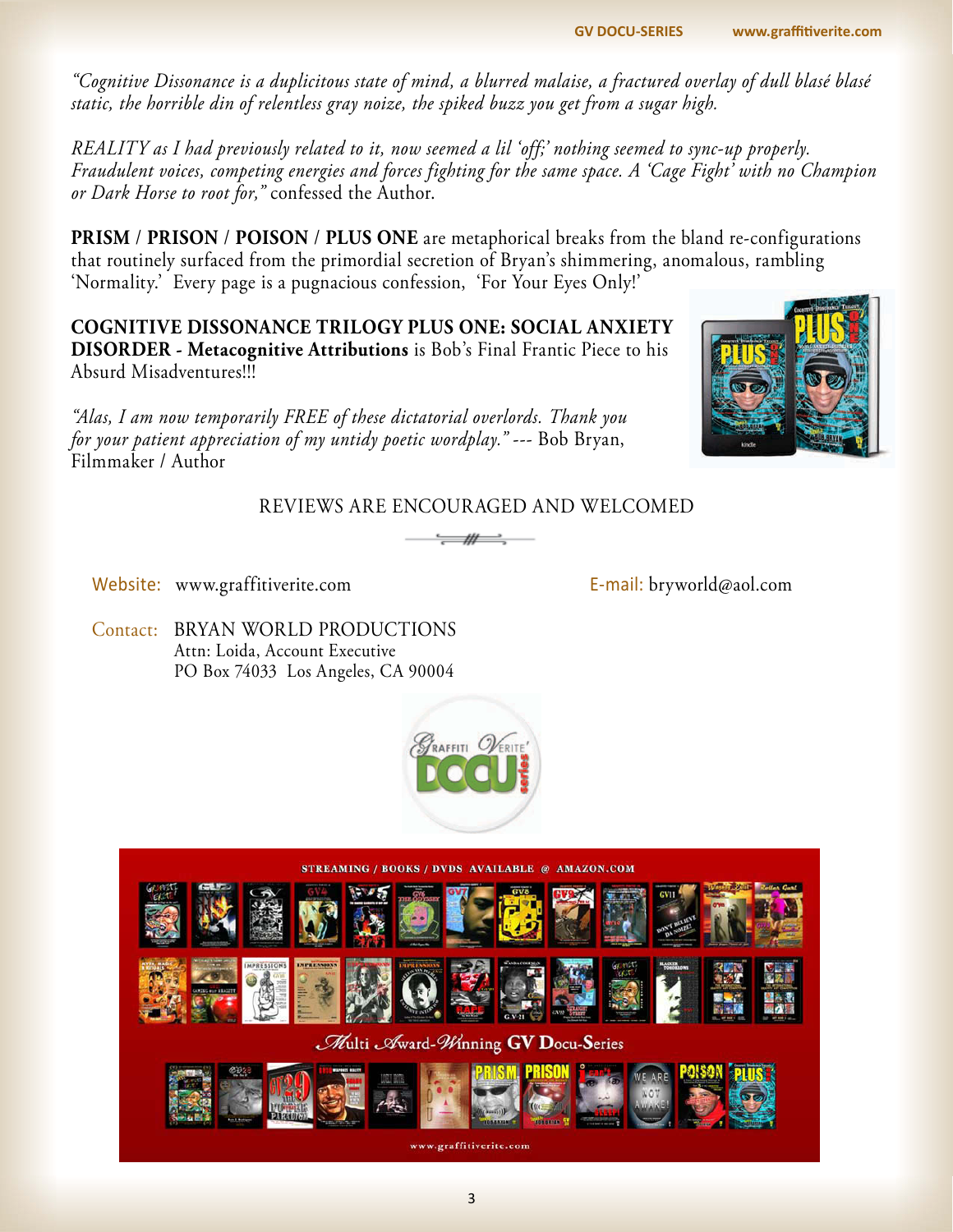*"Cognitive Dissonance is a duplicitous state of mind, a blurred malaise, a fractured overlay of dull blasé blasé static, the horrible din of relentless gray noize, the spiked buzz you get from a sugar high.*

*REALITY as I had previously related to it, now seemed a lil 'off;' nothing seemed to sync-up properly. Fraudulent voices, competing energies and forces fighting for the same space. A 'Cage Fight' with no Champion or Dark Horse to root for,"* confessed the Author.

**PRISM / PRISON / POISON / PLUS ONE** are metaphorical breaks from the bland re-configurations that routinely surfaced from the primordial secretion of Bryan's shimmering, anomalous, rambling 'Normality.' Every page is a pugnacious confession, 'For Your Eyes Only!'

**COGNITIVE DISSONANCE TRILOGY PLUS ONE: SOCIAL ANXIETY DISORDER - Metacognitive Attributions** is Bob's Final Frantic Piece to his Absurd Misadventures!!!

*"Alas, I am now temporarily FREE of these dictatorial overlords. Thank you for your patient appreciation of my untidy poetic wordplay."* --- Bob Bryan, Filmmaker / Author

REVIEWS ARE ENCOURAGED AND WELCOMED

Website: www.graffitiverite.com

E-mail: bryworld@aol.com

Contact: BRYAN WORLD PRODUCTIONS
Attn: Loida, Account Executive
PO Box 74033 Los Angeles, CA 90004

STREAMING / BOOKS / DVDS AVAILABLE @ AMAZON.COM

Multi Award-Winning GV Docu-Series

www.graffitiverite.com